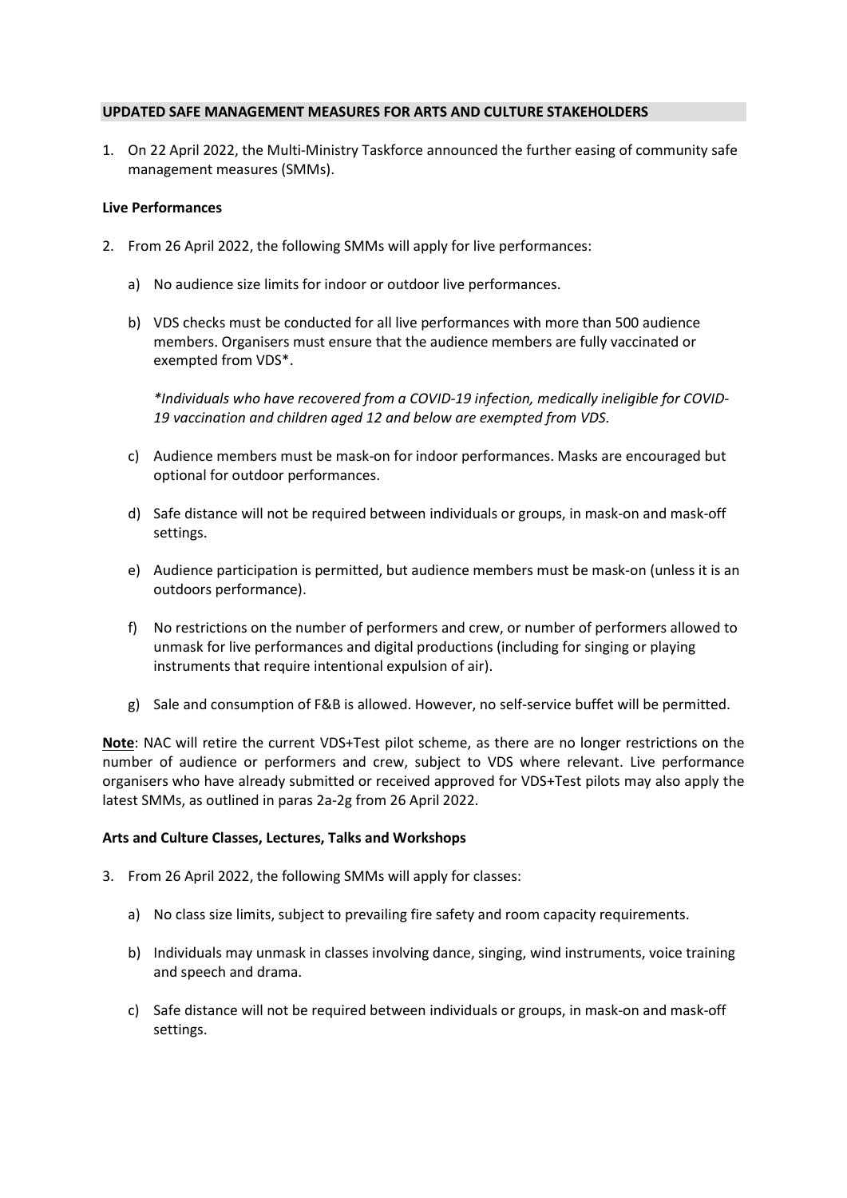## UPDATED SAFE MANAGEMENT MEASURES FOR ARTS AND CULTURE STAKEHOLDERS

1. On 22 April 2022, the Multi-Ministry Taskforce announced the further easing of community safe management measures (SMMs).

**Live Performances**

2. From 26 April 2022, the following SMMs will apply for live performances:

   a) No audience size limits for indoor or outdoor live performances.

   b) VDS checks must be conducted for all live performances with more than 500 audience members. Organisers must ensure that the audience members are fully vaccinated or exempted from VDS*.

   *\*Individuals who have recovered from a COVID-19 infection, medically ineligible for COVID-19 vaccination and children aged 12 and below are exempted from VDS.*

   c) Audience members must be mask-on for indoor performances. Masks are encouraged but optional for outdoor performances.

   d) Safe distance will not be required between individuals or groups, in mask-on and mask-off settings.

   e) Audience participation is permitted, but audience members must be mask-on (unless it is an outdoors performance).

   f) No restrictions on the number of performers and crew, or number of performers allowed to unmask for live performances and digital productions (including for singing or playing instruments that require intentional expulsion of air).

   g) Sale and consumption of F&B is allowed. However, no self-service buffet will be permitted.

**<u>Note</u>**: NAC will retire the current VDS+Test pilot scheme, as there are no longer restrictions on the number of audience or performers and crew, subject to VDS where relevant. Live performance organisers who have already submitted or received approved for VDS+Test pilots may also apply the latest SMMs, as outlined in paras 2a-2g from 26 April 2022.

**Arts and Culture Classes, Lectures, Talks and Workshops**

3. From 26 April 2022, the following SMMs will apply for classes:

   a) No class size limits, subject to prevailing fire safety and room capacity requirements.

   b) Individuals may unmask in classes involving dance, singing, wind instruments, voice training and speech and drama.

   c) Safe distance will not be required between individuals or groups, in mask-on and mask-off settings.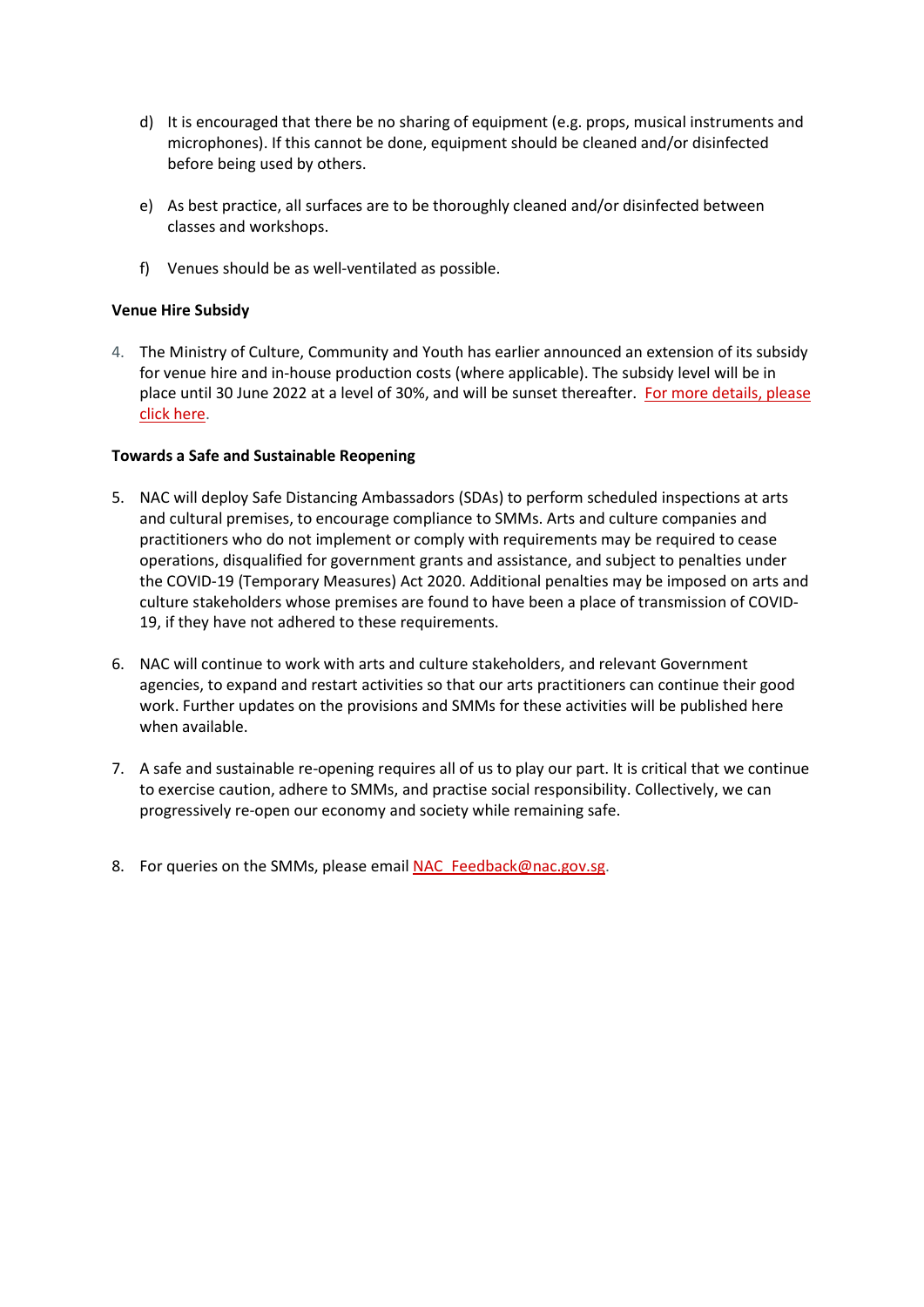d) It is encouraged that there be no sharing of equipment (e.g. props, musical instruments and microphones). If this cannot be done, equipment should be cleaned and/or disinfected before being used by others.

e) As best practice, all surfaces are to be thoroughly cleaned and/or disinfected between classes and workshops.

f) Venues should be as well-ventilated as possible.

**Venue Hire Subsidy**

4. The Ministry of Culture, Community and Youth has earlier announced an extension of its subsidy for venue hire and in-house production costs (where applicable). The subsidy level will be in place until 30 June 2022 at a level of 30%, and will be sunset thereafter. For more details, please click here.

**Towards a Safe and Sustainable Reopening**

5. NAC will deploy Safe Distancing Ambassadors (SDAs) to perform scheduled inspections at arts and cultural premises, to encourage compliance to SMMs. Arts and culture companies and practitioners who do not implement or comply with requirements may be required to cease operations, disqualified for government grants and assistance, and subject to penalties under the COVID-19 (Temporary Measures) Act 2020. Additional penalties may be imposed on arts and culture stakeholders whose premises are found to have been a place of transmission of COVID-19, if they have not adhered to these requirements.

6. NAC will continue to work with arts and culture stakeholders, and relevant Government agencies, to expand and restart activities so that our arts practitioners can continue their good work. Further updates on the provisions and SMMs for these activities will be published here when available.

7. A safe and sustainable re-opening requires all of us to play our part. It is critical that we continue to exercise caution, adhere to SMMs, and practise social responsibility. Collectively, we can progressively re-open our economy and society while remaining safe.

8. For queries on the SMMs, please email NAC_Feedback@nac.gov.sg.